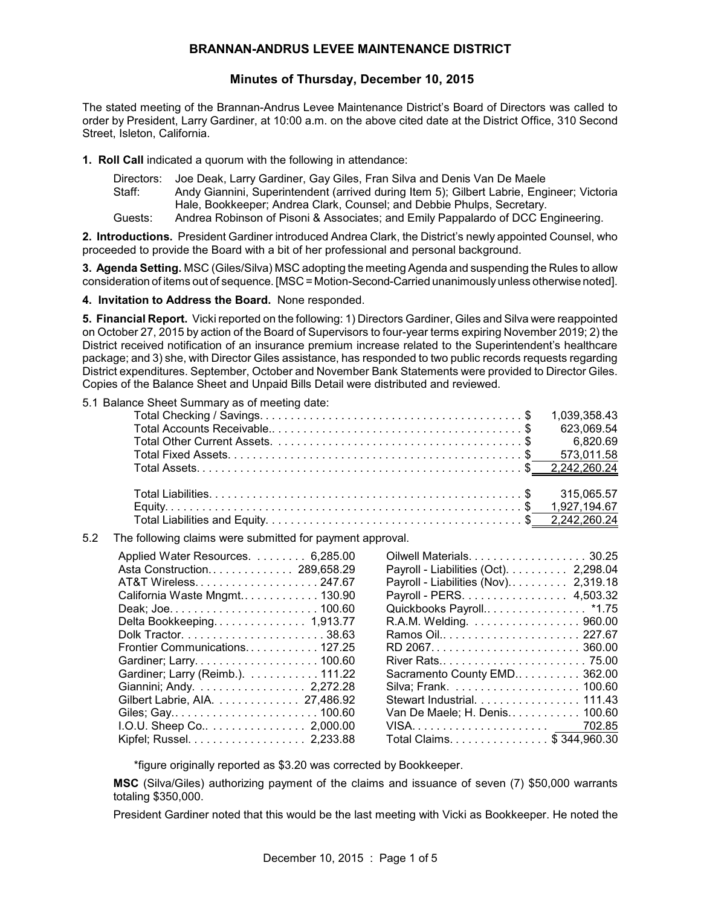# BRANNAN-ANDRUS LEVEE MAINTENANCE DISTRICT

## Minutes of Thursday, December 10, 2015

The stated meeting of the Brannan-Andrus Levee Maintenance District's Board of Directors was called to order by President, Larry Gardiner, at 10:00 a.m. on the above cited date at the District Office, 310 Second Street, Isleton, California.

**1. Roll Call** indicated a quorum with the following in attendance:

Directors: Joe Deak, Larry Gardiner, Gay Giles, Fran Silva and Denis Van De Maele
Staff: Andy Giannini, Superintendent (arrived during Item 5); Gilbert Labrie, Engineer; Victoria Hale, Bookkeeper; Andrea Clark, Counsel; and Debbie Phulps, Secretary.
Guests: Andrea Robinson of Pisoni & Associates; and Emily Pappalardo of DCC Engineering.

**2. Introductions.** President Gardiner introduced Andrea Clark, the District's newly appointed Counsel, who proceeded to provide the Board with a bit of her professional and personal background.

**3. Agenda Setting.** MSC (Giles/Silva) MSC adopting the meeting Agenda and suspending the Rules to allow consideration of items out of sequence. [MSC = Motion-Second-Carried unanimously unless otherwise noted].

**4. Invitation to Address the Board.** None responded.

**5. Financial Report.** Vicki reported on the following: 1) Directors Gardiner, Giles and Silva were reappointed on October 27, 2015 by action of the Board of Supervisors to four-year terms expiring November 2019; 2) the District received notification of an insurance premium increase related to the Superintendent's healthcare package; and 3) she, with Director Giles assistance, has responded to two public records requests regarding District expenditures. September, October and November Bank Statements were provided to Director Giles. Copies of the Balance Sheet and Unpaid Bills Detail were distributed and reviewed.

5.1 Balance Sheet Summary as of meeting date:

| Item | Amount |
|---|---|
| Total Checking / Savings | $ 1,039,358.43 |
| Total Accounts Receivable | $ 623,069.54 |
| Total Other Current Assets | $ 6,820.69 |
| Total Fixed Assets | $ 573,011.58 |
| Total Assets | $ 2,242,260.24 |
| Total Liabilities | $ 315,065.57 |
| Equity | $ 1,927,194.67 |
| Total Liabilities and Equity | $ 2,242,260.24 |

5.2 The following claims were submitted for payment approval.

| Claimant | Amount |
|---|---|
| Applied Water Resources | 6,285.00 |
| Asta Construction | 289,658.29 |
| AT&T Wireless | 247.67 |
| California Waste Mngmt | 130.90 |
| Deak; Joe | 100.60 |
| Delta Bookkeeping | 1,913.77 |
| Dolk Tractor | 38.63 |
| Frontier Communications | 127.25 |
| Gardiner; Larry | 100.60 |
| Gardiner; Larry (Reimb.) | 111.22 |
| Giannini; Andy | 2,272.28 |
| Gilbert Labrie, AIA | 27,486.92 |
| Giles; Gay | 100.60 |
| I.O.U. Sheep Co. | 2,000.00 |
| Kipfel; Russel | 2,233.88 |
| Oilwell Materials | 30.25 |
| Payroll - Liabilities (Oct) | 2,298.04 |
| Payroll - Liabilities (Nov) | 2,319.18 |
| Payroll - PERS | 4,503.32 |
| Quickbooks Payroll | *1.75 |
| R.A.M. Welding | 960.00 |
| Ramos Oil | 227.67 |
| RD 2067 | 360.00 |
| River Rats | 75.00 |
| Sacramento County EMD | 362.00 |
| Silva; Frank | 100.60 |
| Stewart Industrial | 111.43 |
| Van De Maele; H. Denis | 100.60 |
| VISA | 702.85 |
| Total Claims | $ 344,960.30 |

*figure originally reported as $3.20 was corrected by Bookkeeper.

**MSC** (Silva/Giles) authorizing payment of the claims and issuance of seven (7) $50,000 warrants totaling $350,000.

President Gardiner noted that this would be the last meeting with Vicki as Bookkeeper. He noted the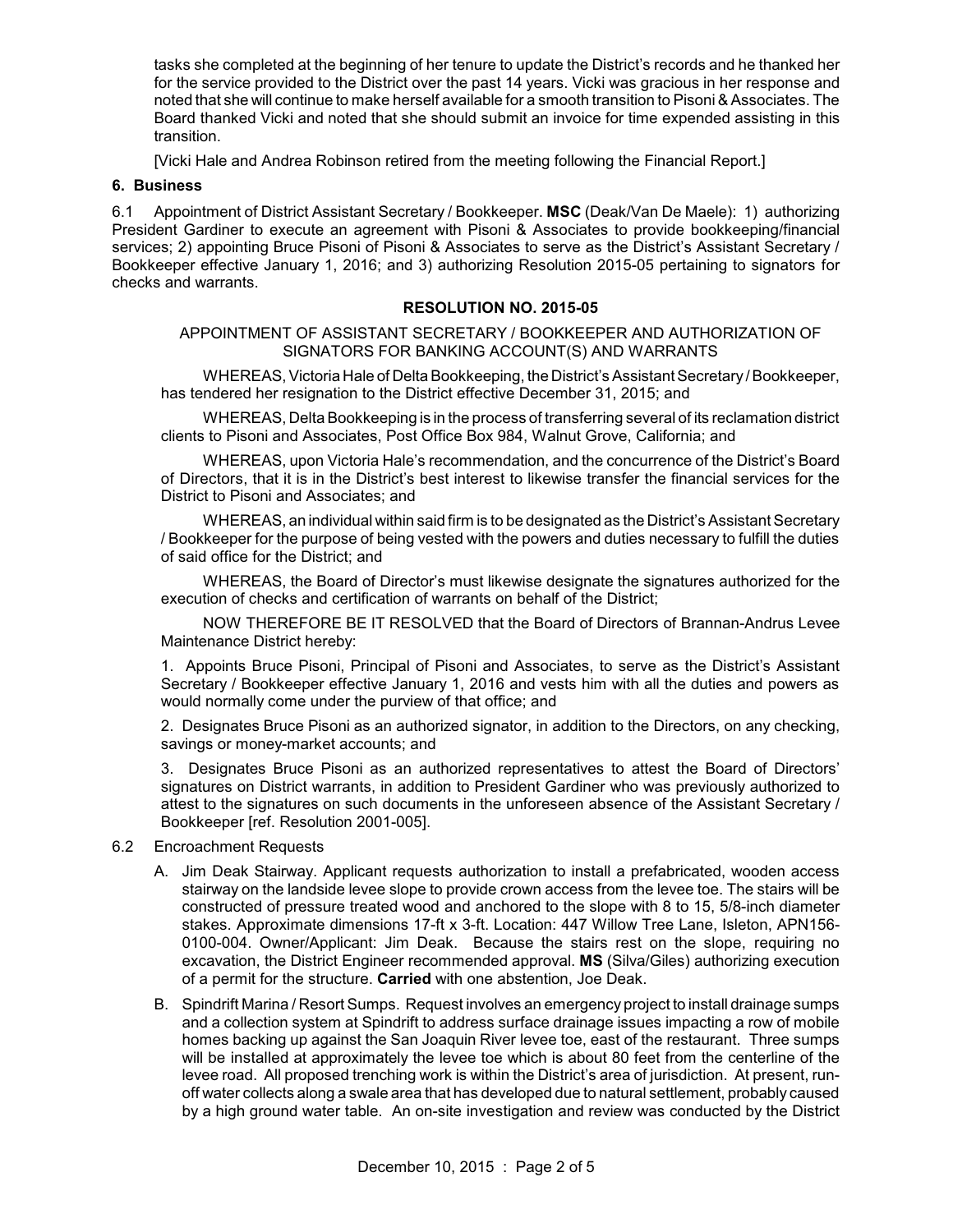tasks she completed at the beginning of her tenure to update the District's records and he thanked her for the service provided to the District over the past 14 years. Vicki was gracious in her response and noted that she will continue to make herself available for a smooth transition to Pisoni & Associates. The Board thanked Vicki and noted that she should submit an invoice for time expended assisting in this transition.

[Vicki Hale and Andrea Robinson retired from the meeting following the Financial Report.]

### 6. Business

6.1 Appointment of District Assistant Secretary / Bookkeeper. **MSC** (Deak/Van De Maele): 1) authorizing President Gardiner to execute an agreement with Pisoni & Associates to provide bookkeeping/financial services; 2) appointing Bruce Pisoni of Pisoni & Associates to serve as the District's Assistant Secretary / Bookkeeper effective January 1, 2016; and 3) authorizing Resolution 2015-05 pertaining to signators for checks and warrants.

**RESOLUTION NO. 2015-05**

APPOINTMENT OF ASSISTANT SECRETARY / BOOKKEEPER AND AUTHORIZATION OF SIGNATORS FOR BANKING ACCOUNT(S) AND WARRANTS

WHEREAS, Victoria Hale of Delta Bookkeeping, the District's Assistant Secretary / Bookkeeper, has tendered her resignation to the District effective December 31, 2015; and

WHEREAS, Delta Bookkeeping is in the process of transferring several of its reclamation district clients to Pisoni and Associates, Post Office Box 984, Walnut Grove, California; and

WHEREAS, upon Victoria Hale's recommendation, and the concurrence of the District's Board of Directors, that it is in the District's best interest to likewise transfer the financial services for the District to Pisoni and Associates; and

WHEREAS, an individual within said firm is to be designated as the District's Assistant Secretary / Bookkeeper for the purpose of being vested with the powers and duties necessary to fulfill the duties of said office for the District; and

WHEREAS, the Board of Director's must likewise designate the signatures authorized for the execution of checks and certification of warrants on behalf of the District;

NOW THEREFORE BE IT RESOLVED that the Board of Directors of Brannan-Andrus Levee Maintenance District hereby:

1. Appoints Bruce Pisoni, Principal of Pisoni and Associates, to serve as the District's Assistant Secretary / Bookkeeper effective January 1, 2016 and vests him with all the duties and powers as would normally come under the purview of that office; and

2. Designates Bruce Pisoni as an authorized signator, in addition to the Directors, on any checking, savings or money-market accounts; and

3. Designates Bruce Pisoni as an authorized representatives to attest the Board of Directors' signatures on District warrants, in addition to President Gardiner who was previously authorized to attest to the signatures on such documents in the unforeseen absence of the Assistant Secretary / Bookkeeper [ref. Resolution 2001-005].

6.2 Encroachment Requests

A. Jim Deak Stairway. Applicant requests authorization to install a prefabricated, wooden access stairway on the landside levee slope to provide crown access from the levee toe. The stairs will be constructed of pressure treated wood and anchored to the slope with 8 to 15, 5/8-inch diameter stakes. Approximate dimensions 17-ft x 3-ft. Location: 447 Willow Tree Lane, Isleton, APN156-0100-004. Owner/Applicant: Jim Deak. Because the stairs rest on the slope, requiring no excavation, the District Engineer recommended approval. **MS** (Silva/Giles) authorizing execution of a permit for the structure. **Carried** with one abstention, Joe Deak.

B. Spindrift Marina / Resort Sumps. Request involves an emergency project to install drainage sumps and a collection system at Spindrift to address surface drainage issues impacting a row of mobile homes backing up against the San Joaquin River levee toe, east of the restaurant. Three sumps will be installed at approximately the levee toe which is about 80 feet from the centerline of the levee road. All proposed trenching work is within the District's area of jurisdiction. At present, run-off water collects along a swale area that has developed due to natural settlement, probably caused by a high ground water table. An on-site investigation and review was conducted by the District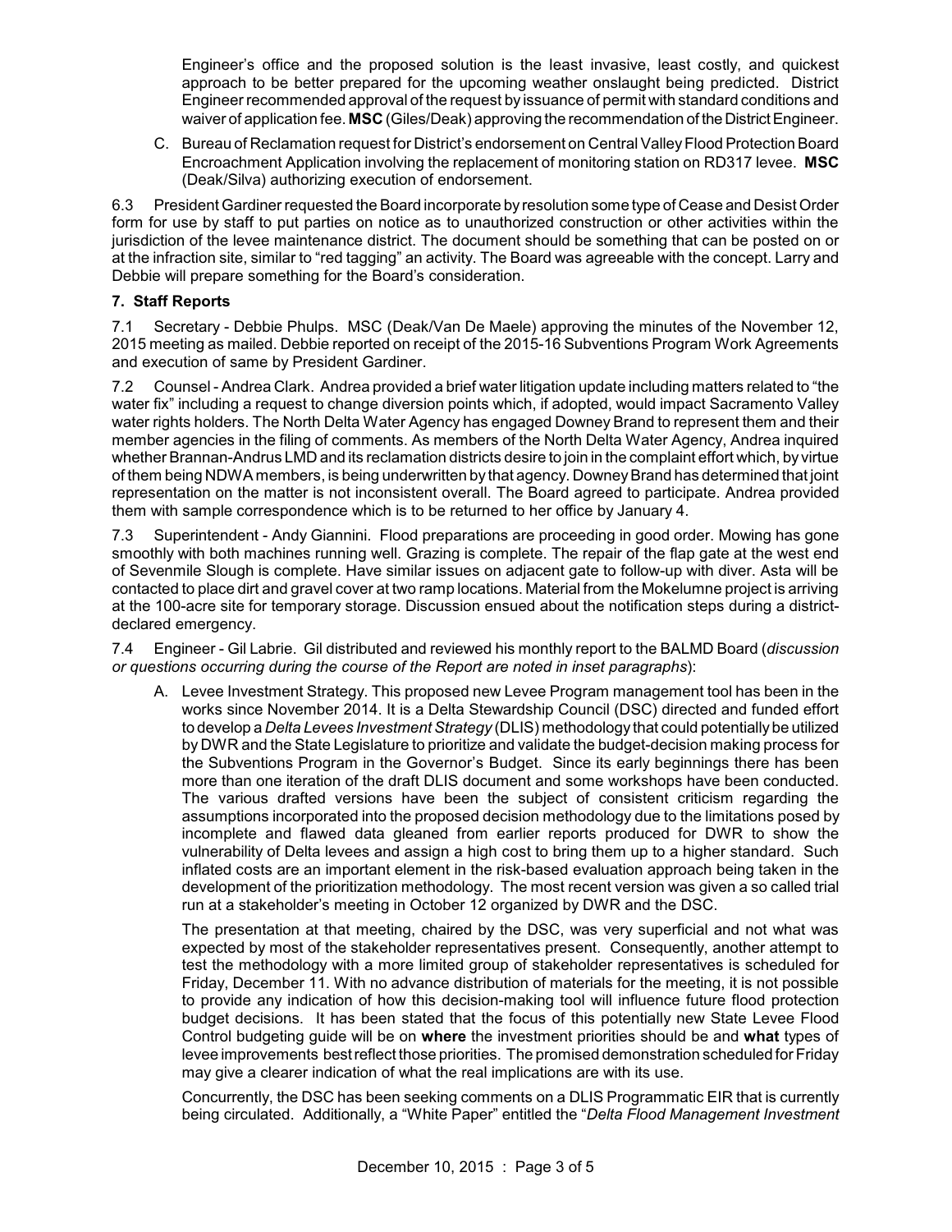Engineer's office and the proposed solution is the least invasive, least costly, and quickest approach to be better prepared for the upcoming weather onslaught being predicted. District Engineer recommended approval of the request by issuance of permit with standard conditions and waiver of application fee. **MSC** (Giles/Deak) approving the recommendation of the District Engineer.

C. Bureau of Reclamation request for District's endorsement on Central Valley Flood Protection Board Encroachment Application involving the replacement of monitoring station on RD317 levee. **MSC** (Deak/Silva) authorizing execution of endorsement.

6.3 President Gardiner requested the Board incorporate by resolution some type of Cease and Desist Order form for use by staff to put parties on notice as to unauthorized construction or other activities within the jurisdiction of the levee maintenance district. The document should be something that can be posted on or at the infraction site, similar to "red tagging" an activity. The Board was agreeable with the concept. Larry and Debbie will prepare something for the Board's consideration.

**7. Staff Reports**

7.1 Secretary - Debbie Phulps. MSC (Deak/Van De Maele) approving the minutes of the November 12, 2015 meeting as mailed. Debbie reported on receipt of the 2015-16 Subventions Program Work Agreements and execution of same by President Gardiner.

7.2 Counsel - Andrea Clark. Andrea provided a brief water litigation update including matters related to "the water fix" including a request to change diversion points which, if adopted, would impact Sacramento Valley water rights holders. The North Delta Water Agency has engaged Downey Brand to represent them and their member agencies in the filing of comments. As members of the North Delta Water Agency, Andrea inquired whether Brannan-Andrus LMD and its reclamation districts desire to join in the complaint effort which, by virtue of them being NDWA members, is being underwritten by that agency. Downey Brand has determined that joint representation on the matter is not inconsistent overall. The Board agreed to participate. Andrea provided them with sample correspondence which is to be returned to her office by January 4.

7.3 Superintendent - Andy Giannini. Flood preparations are proceeding in good order. Mowing has gone smoothly with both machines running well. Grazing is complete. The repair of the flap gate at the west end of Sevenmile Slough is complete. Have similar issues on adjacent gate to follow-up with diver. Asta will be contacted to place dirt and gravel cover at two ramp locations. Material from the Mokelumne project is arriving at the 100-acre site for temporary storage. Discussion ensued about the notification steps during a district-declared emergency.

7.4 Engineer - Gil Labrie. Gil distributed and reviewed his monthly report to the BALMD Board (*discussion or questions occurring during the course of the Report are noted in inset paragraphs*):

A. Levee Investment Strategy. This proposed new Levee Program management tool has been in the works since November 2014. It is a Delta Stewardship Council (DSC) directed and funded effort to develop a *Delta Levees Investment Strategy* (DLIS) methodology that could potentially be utilized by DWR and the State Legislature to prioritize and validate the budget-decision making process for the Subventions Program in the Governor's Budget. Since its early beginnings there has been more than one iteration of the draft DLIS document and some workshops have been conducted. The various drafted versions have been the subject of consistent criticism regarding the assumptions incorporated into the proposed decision methodology due to the limitations posed by incomplete and flawed data gleaned from earlier reports produced for DWR to show the vulnerability of Delta levees and assign a high cost to bring them up to a higher standard. Such inflated costs are an important element in the risk-based evaluation approach being taken in the development of the prioritization methodology. The most recent version was given a so called trial run at a stakeholder's meeting in October 12 organized by DWR and the DSC.

The presentation at that meeting, chaired by the DSC, was very superficial and not what was expected by most of the stakeholder representatives present. Consequently, another attempt to test the methodology with a more limited group of stakeholder representatives is scheduled for Friday, December 11. With no advance distribution of materials for the meeting, it is not possible to provide any indication of how this decision-making tool will influence future flood protection budget decisions. It has been stated that the focus of this potentially new State Levee Flood Control budgeting guide will be on **where** the investment priorities should be and **what** types of levee improvements best reflect those priorities. The promised demonstration scheduled for Friday may give a clearer indication of what the real implications are with its use.

Concurrently, the DSC has been seeking comments on a DLIS Programmatic EIR that is currently being circulated. Additionally, a "White Paper" entitled the "*Delta Flood Management Investment*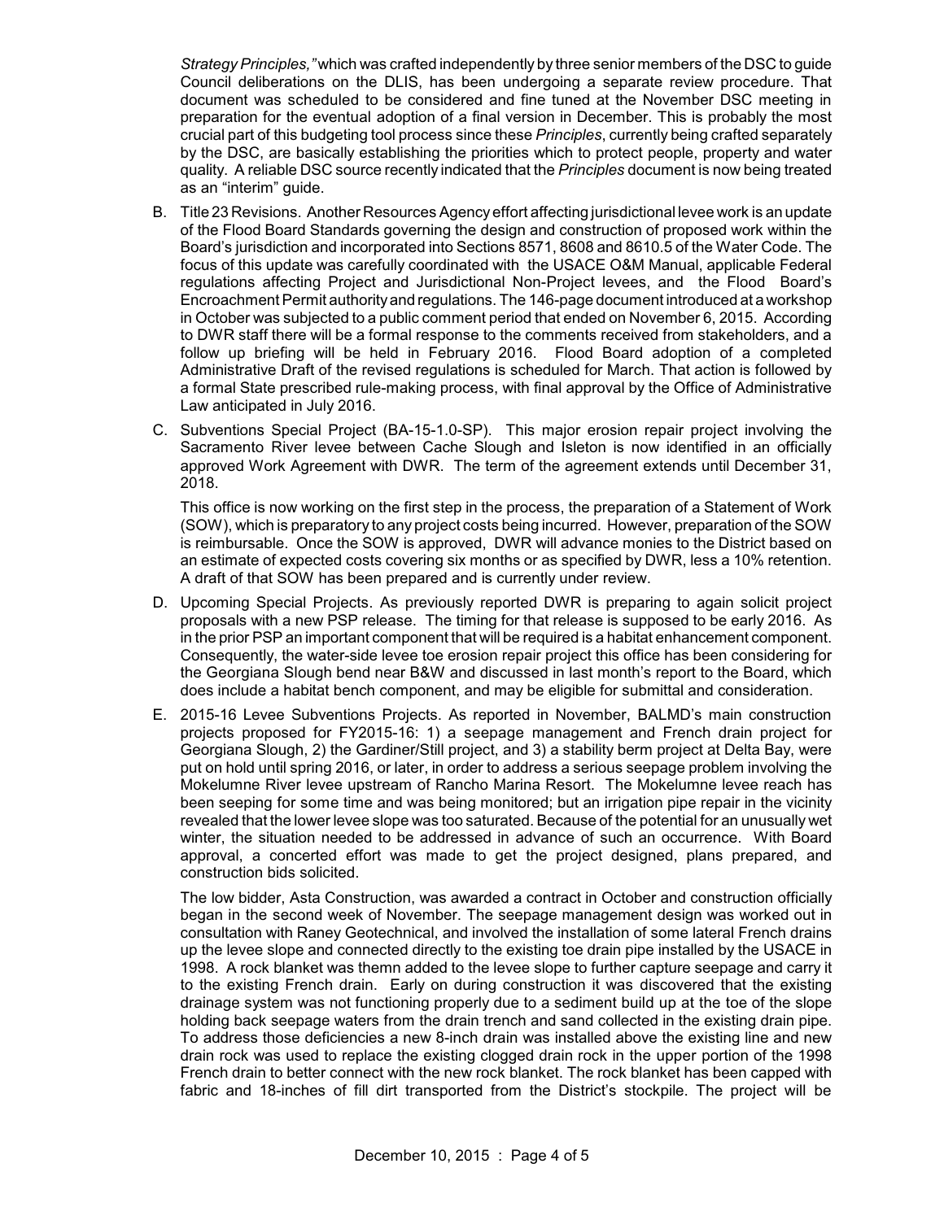*Strategy Principles,"* which was crafted independently by three senior members of the DSC to guide Council deliberations on the DLIS, has been undergoing a separate review procedure. That document was scheduled to be considered and fine tuned at the November DSC meeting in preparation for the eventual adoption of a final version in December. This is probably the most crucial part of this budgeting tool process since these *Principles*, currently being crafted separately by the DSC, are basically establishing the priorities which to protect people, property and water quality. A reliable DSC source recently indicated that the *Principles* document is now being treated as an "interim" guide.

B. Title 23 Revisions. Another Resources Agency effort affecting jurisdictional levee work is an update of the Flood Board Standards governing the design and construction of proposed work within the Board's jurisdiction and incorporated into Sections 8571, 8608 and 8610.5 of the Water Code. The focus of this update was carefully coordinated with the USACE O&M Manual, applicable Federal regulations affecting Project and Jurisdictional Non-Project levees, and the Flood Board's Encroachment Permit authority and regulations. The 146-page document introduced at a workshop in October was subjected to a public comment period that ended on November 6, 2015. According to DWR staff there will be a formal response to the comments received from stakeholders, and a follow up briefing will be held in February 2016. Flood Board adoption of a completed Administrative Draft of the revised regulations is scheduled for March. That action is followed by a formal State prescribed rule-making process, with final approval by the Office of Administrative Law anticipated in July 2016.

C. Subventions Special Project (BA-15-1.0-SP). This major erosion repair project involving the Sacramento River levee between Cache Slough and Isleton is now identified in an officially approved Work Agreement with DWR. The term of the agreement extends until December 31, 2018.

   This office is now working on the first step in the process, the preparation of a Statement of Work (SOW), which is preparatory to any project costs being incurred. However, preparation of the SOW is reimbursable. Once the SOW is approved, DWR will advance monies to the District based on an estimate of expected costs covering six months or as specified by DWR, less a 10% retention. A draft of that SOW has been prepared and is currently under review.

D. Upcoming Special Projects. As previously reported DWR is preparing to again solicit project proposals with a new PSP release. The timing for that release is supposed to be early 2016. As in the prior PSP an important component that will be required is a habitat enhancement component. Consequently, the water-side levee toe erosion repair project this office has been considering for the Georgiana Slough bend near B&W and discussed in last month's report to the Board, which does include a habitat bench component, and may be eligible for submittal and consideration.

E. 2015-16 Levee Subventions Projects. As reported in November, BALMD's main construction projects proposed for FY2015-16: 1) a seepage management and French drain project for Georgiana Slough, 2) the Gardiner/Still project, and 3) a stability berm project at Delta Bay, were put on hold until spring 2016, or later, in order to address a serious seepage problem involving the Mokelumne River levee upstream of Rancho Marina Resort. The Mokelumne levee reach has been seeping for some time and was being monitored; but an irrigation pipe repair in the vicinity revealed that the lower levee slope was too saturated. Because of the potential for an unusually wet winter, the situation needed to be addressed in advance of such an occurrence. With Board approval, a concerted effort was made to get the project designed, plans prepared, and construction bids solicited.

   The low bidder, Asta Construction, was awarded a contract in October and construction officially began in the second week of November. The seepage management design was worked out in consultation with Raney Geotechnical, and involved the installation of some lateral French drains up the levee slope and connected directly to the existing toe drain pipe installed by the USACE in 1998. A rock blanket was themn added to the levee slope to further capture seepage and carry it to the existing French drain. Early on during construction it was discovered that the existing drainage system was not functioning properly due to a sediment build up at the toe of the slope holding back seepage waters from the drain trench and sand collected in the existing drain pipe. To address those deficiencies a new 8-inch drain was installed above the existing line and new drain rock was used to replace the existing clogged drain rock in the upper portion of the 1998 French drain to better connect with the new rock blanket. The rock blanket has been capped with fabric and 18-inches of fill dirt transported from the District's stockpile. The project will be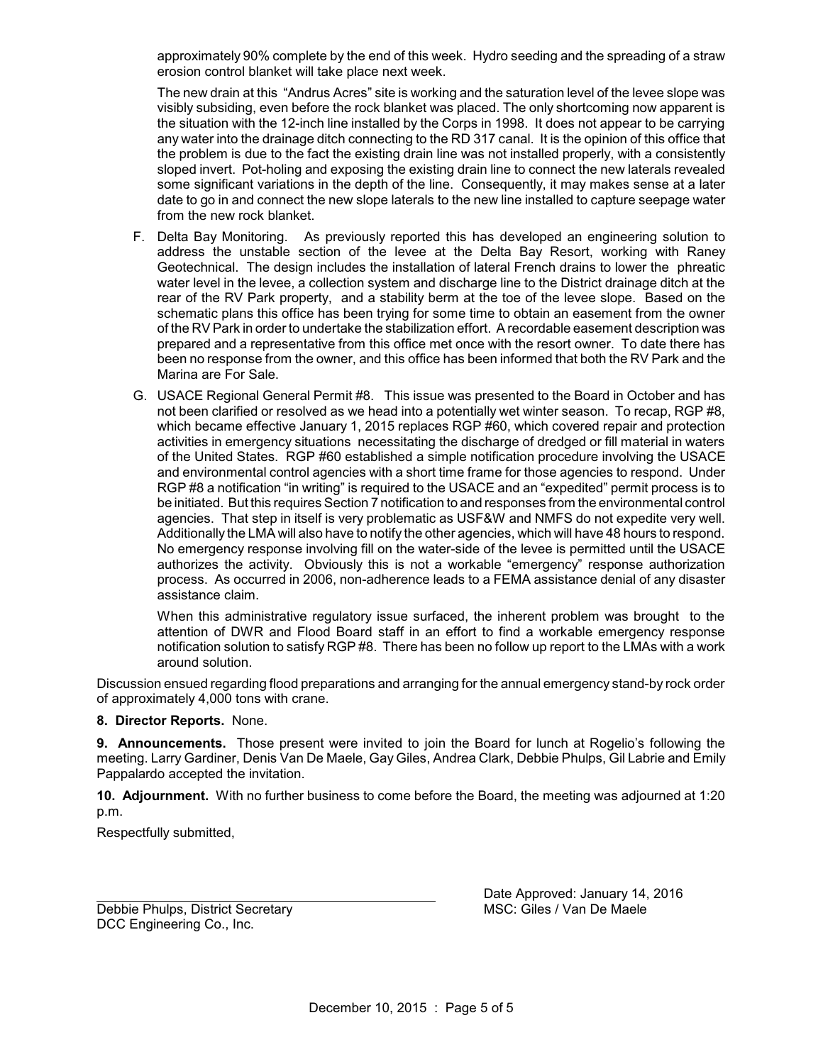approximately 90% complete by the end of this week. Hydro seeding and the spreading of a straw erosion control blanket will take place next week.

The new drain at this "Andrus Acres" site is working and the saturation level of the levee slope was visibly subsiding, even before the rock blanket was placed. The only shortcoming now apparent is the situation with the 12-inch line installed by the Corps in 1998. It does not appear to be carrying any water into the drainage ditch connecting to the RD 317 canal. It is the opinion of this office that the problem is due to the fact the existing drain line was not installed properly, with a consistently sloped invert. Pot-holing and exposing the existing drain line to connect the new laterals revealed some significant variations in the depth of the line. Consequently, it may makes sense at a later date to go in and connect the new slope laterals to the new line installed to capture seepage water from the new rock blanket.

F. Delta Bay Monitoring. As previously reported this has developed an engineering solution to address the unstable section of the levee at the Delta Bay Resort, working with Raney Geotechnical. The design includes the installation of lateral French drains to lower the phreatic water level in the levee, a collection system and discharge line to the District drainage ditch at the rear of the RV Park property, and a stability berm at the toe of the levee slope. Based on the schematic plans this office has been trying for some time to obtain an easement from the owner of the RV Park in order to undertake the stabilization effort. A recordable easement description was prepared and a representative from this office met once with the resort owner. To date there has been no response from the owner, and this office has been informed that both the RV Park and the Marina are For Sale.

G. USACE Regional General Permit #8. This issue was presented to the Board in October and has not been clarified or resolved as we head into a potentially wet winter season. To recap, RGP #8, which became effective January 1, 2015 replaces RGP #60, which covered repair and protection activities in emergency situations necessitating the discharge of dredged or fill material in waters of the United States. RGP #60 established a simple notification procedure involving the USACE and environmental control agencies with a short time frame for those agencies to respond. Under RGP #8 a notification "in writing" is required to the USACE and an "expedited" permit process is to be initiated. But this requires Section 7 notification to and responses from the environmental control agencies. That step in itself is very problematic as USF&W and NMFS do not expedite very well. Additionally the LMA will also have to notify the other agencies, which will have 48 hours to respond. No emergency response involving fill on the water-side of the levee is permitted until the USACE authorizes the activity. Obviously this is not a workable "emergency" response authorization process. As occurred in 2006, non-adherence leads to a FEMA assistance denial of any disaster assistance claim.

When this administrative regulatory issue surfaced, the inherent problem was brought to the attention of DWR and Flood Board staff in an effort to find a workable emergency response notification solution to satisfy RGP #8. There has been no follow up report to the LMAs with a work around solution.

Discussion ensued regarding flood preparations and arranging for the annual emergency stand-by rock order of approximately 4,000 tons with crane.

**8. Director Reports.** None.

**9. Announcements.** Those present were invited to join the Board for lunch at Rogelio's following the meeting. Larry Gardiner, Denis Van De Maele, Gay Giles, Andrea Clark, Debbie Phulps, Gil Labrie and Emily Pappalardo accepted the invitation.

**10. Adjournment.** With no further business to come before the Board, the meeting was adjourned at 1:20 p.m.

Respectfully submitted,

Debbie Phulps, District Secretary
DCC Engineering Co., Inc.

Date Approved: January 14, 2016
MSC: Giles / Van De Maele